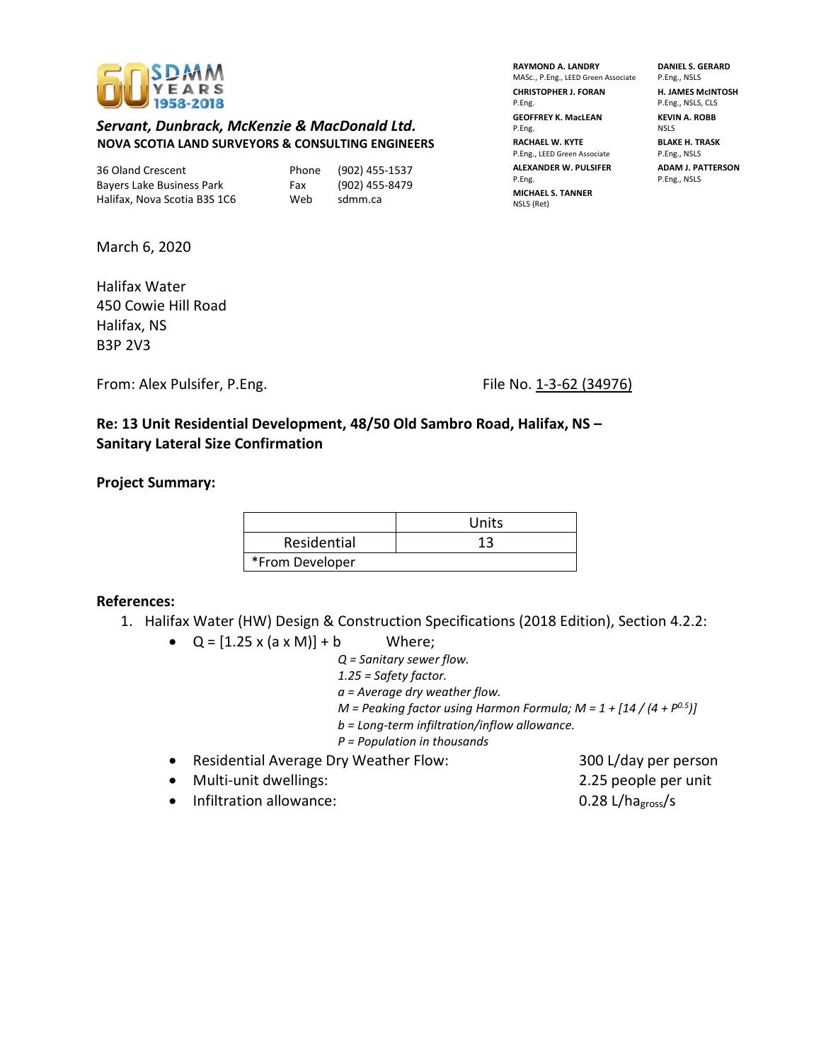**60 SDMM YEARS 1958-2018**

***Servant, Dunbrack, McKenzie & MacDonald Ltd.***
**NOVA SCOTIA LAND SURVEYORS & CONSULTING ENGINEERS**

36 Oland Crescent
Bayers Lake Business Park
Halifax, Nova Scotia B3S 1C6

Phone (902) 455-1537
Fax (902) 455-8479
Web sdmm.ca

**RAYMOND A. LANDRY**
MASc., P.Eng., LEED Green Associate
**CHRISTOPHER J. FORAN**
P.Eng.
**GEOFFREY K. MacLEAN**
P.Eng.
**RACHAEL W. KYTE**
P.Eng., LEED Green Associate
**ALEXANDER W. PULSIFER**
P.Eng.
**MICHAEL S. TANNER**
NSLS (Ret)
**DANIEL S. GERARD**
P.Eng., NSLS
**H. JAMES McINTOSH**
P.Eng., NSLS, CLS
**KEVIN A. ROBB**
NSLS
**BLAKE H. TRASK**
P.Eng., NSLS
**ADAM J. PATTERSON**
P.Eng., NSLS

March 6, 2020

Halifax Water
450 Cowie Hill Road
Halifax, NS
B3P 2V3

From: Alex Pulsifer, P.Eng.

File No. 1-3-62 (34976)

**Re: 13 Unit Residential Development, 48/50 Old Sambro Road, Halifax, NS – Sanitary Lateral Size Confirmation**

**Project Summary:**

| | Units |
|---|---|
| Residential | 13 |
| *From Developer | |

**References:**

1. Halifax Water (HW) Design & Construction Specifications (2018 Edition), Section 4.2.2:
   - $Q = [1.25 \times (a \times M)] + b$ Where;
     - *Q = Sanitary sewer flow.*
     - *1.25 = Safety factor.*
     - *a = Average dry weather flow.*
     - *M = Peaking factor using Harmon Formula;* $M = 1 + [14 / (4 + P^{0.5})]$
     - *b = Long-term infiltration/inflow allowance.*
     - *P = Population in thousands*
   - Residential Average Dry Weather Flow: 300 L/day per person
   - Multi-unit dwellings: 2.25 people per unit
   - Infiltration allowance: 0.28 $L/ha_{gross}/s$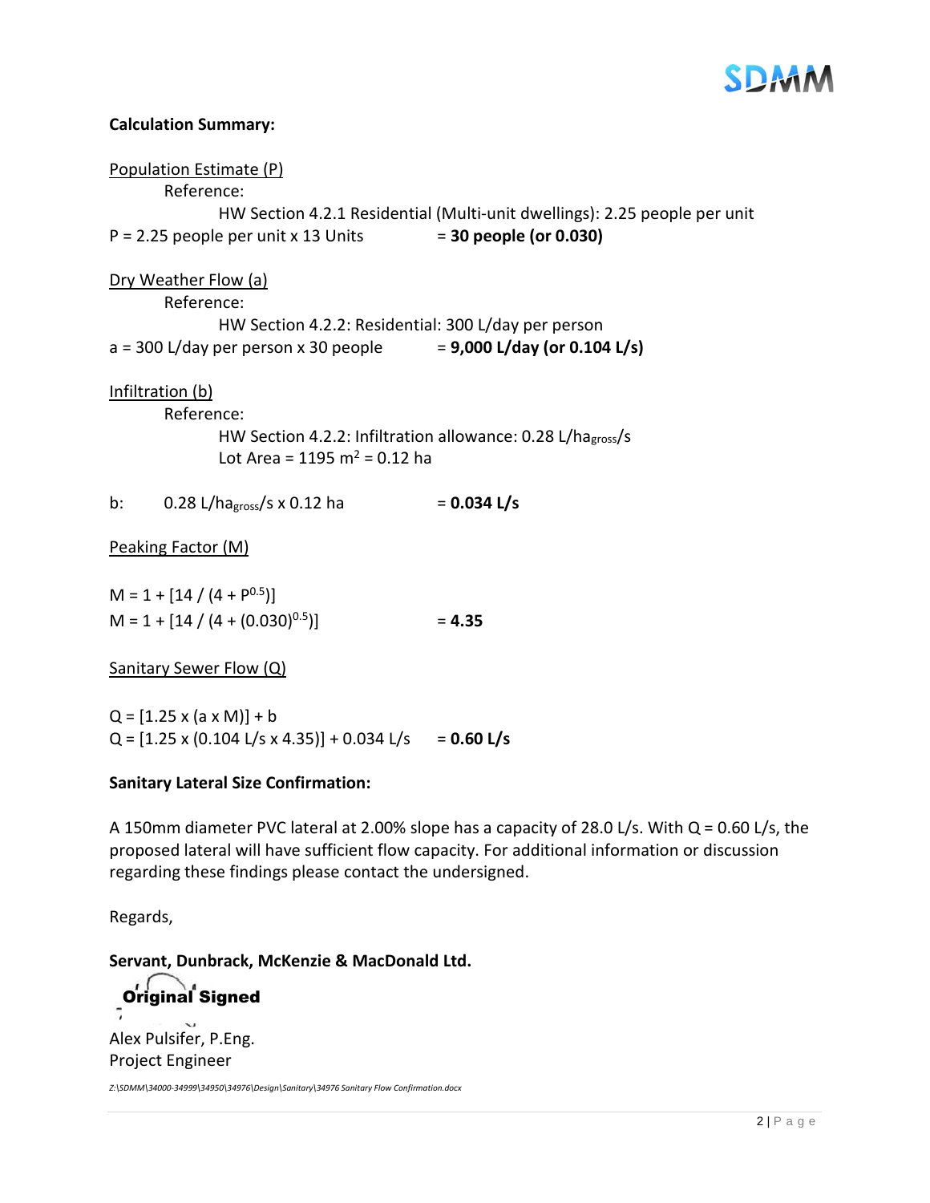**Calculation Summary:**

Population Estimate (P)

Reference:

HW Section 4.2.1 Residential (Multi-unit dwellings): 2.25 people per unit

P = 2.25 people per unit x 13 Units = **30 people (or 0.030)**

Dry Weather Flow (a)

Reference:

HW Section 4.2.2: Residential: 300 L/day per person

a = 300 L/day per person x 30 people = **9,000 L/day (or 0.104 L/s)**

Infiltration (b)

Reference:

HW Section 4.2.2: Infiltration allowance: 0.28 L/$ha_{gross}$/s

Lot Area = 1195 $m^2$ = 0.12 ha

b: 0.28 L/$ha_{gross}$/s x 0.12 ha = **0.034 L/s**

Peaking Factor (M)

$M = 1 + [14 / (4 + P^{0.5})]$

$M = 1 + [14 / (4 + (0.030)^{0.5})]$ = **4.35**

Sanitary Sewer Flow (Q)

$Q = [1.25 \times (a \times M)] + b$

$Q = [1.25 \times (0.104 \text{ L/s} \times 4.35)] + 0.034 \text{ L/s}$ = **0.60 L/s**

**Sanitary Lateral Size Confirmation:**

A 150mm diameter PVC lateral at 2.00% slope has a capacity of 28.0 L/s. With Q = 0.60 L/s, the proposed lateral will have sufficient flow capacity. For additional information or discussion regarding these findings please contact the undersigned.

Regards,

**Servant, Dunbrack, McKenzie & MacDonald Ltd.**

**Original Signed**

Alex Pulsifer, P.Eng.
Project Engineer

*Z:\SDMM\34000-34999\34950\34976\Design\Sanitary\34976 Sanitary Flow Confirmation.docx*